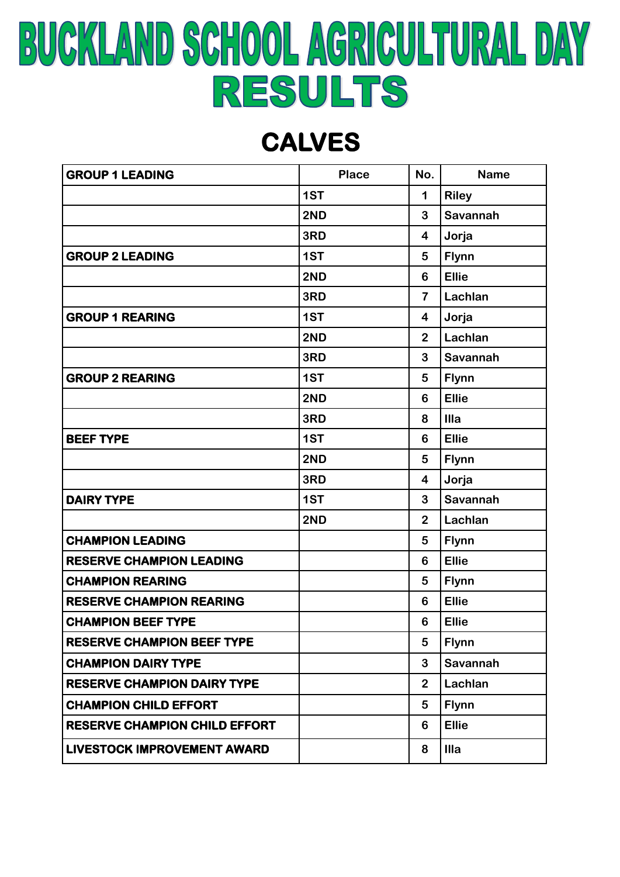# BUCKLAND SCHOOL AGRICULTURAL DAY
# RESULTS

## CALVES

| GROUP 1 LEADING | Place | No. | Name |
|---|---|---|---|
| | 1ST | 1 | Riley |
| | 2ND | 3 | Savannah |
| | 3RD | 4 | Jorja |
| GROUP 2 LEADING | 1ST | 5 | Flynn |
| | 2ND | 6 | Ellie |
| | 3RD | 7 | Lachlan |
| GROUP 1 REARING | 1ST | 4 | Jorja |
| | 2ND | 2 | Lachlan |
| | 3RD | 3 | Savannah |
| GROUP 2 REARING | 1ST | 5 | Flynn |
| | 2ND | 6 | Ellie |
| | 3RD | 8 | Illa |
| BEEF TYPE | 1ST | 6 | Ellie |
| | 2ND | 5 | Flynn |
| | 3RD | 4 | Jorja |
| DAIRY TYPE | 1ST | 3 | Savannah |
| | 2ND | 2 | Lachlan |
| CHAMPION LEADING | | 5 | Flynn |
| RESERVE CHAMPION LEADING | | 6 | Ellie |
| CHAMPION REARING | | 5 | Flynn |
| RESERVE CHAMPION REARING | | 6 | Ellie |
| CHAMPION BEEF TYPE | | 6 | Ellie |
| RESERVE CHAMPION BEEF TYPE | | 5 | Flynn |
| CHAMPION DAIRY TYPE | | 3 | Savannah |
| RESERVE CHAMPION DAIRY TYPE | | 2 | Lachlan |
| CHAMPION CHILD EFFORT | | 5 | Flynn |
| RESERVE CHAMPION CHILD EFFORT | | 6 | Ellie |
| LIVESTOCK IMPROVEMENT AWARD | | 8 | Illa |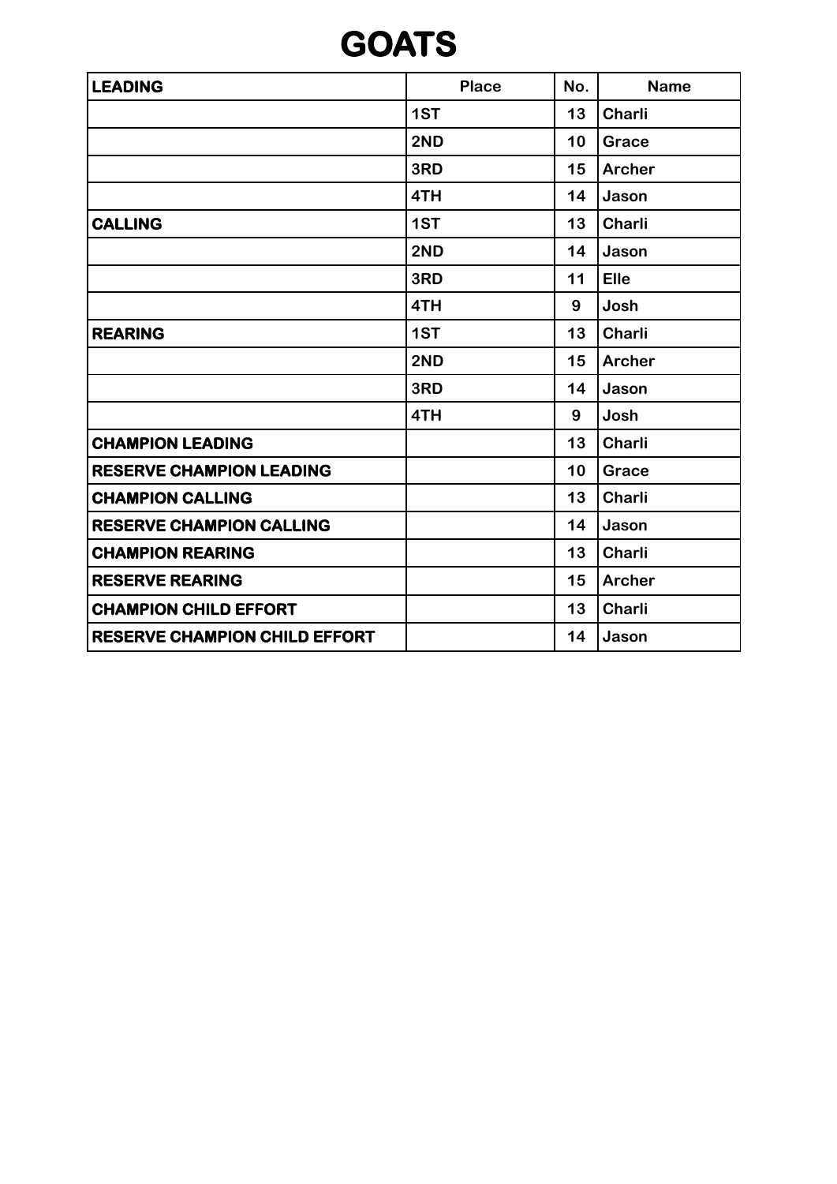# GOATS

| LEADING | Place | No. | Name |
| --- | --- | --- | --- |
| | 1ST | 13 | Charli |
| | 2ND | 10 | Grace |
| | 3RD | 15 | Archer |
| | 4TH | 14 | Jason |
| CALLING | 1ST | 13 | Charli |
| | 2ND | 14 | Jason |
| | 3RD | 11 | Elle |
| | 4TH | 9 | Josh |
| REARING | 1ST | 13 | Charli |
| | 2ND | 15 | Archer |
| | 3RD | 14 | Jason |
| | 4TH | 9 | Josh |
| CHAMPION LEADING | | 13 | Charli |
| RESERVE CHAMPION LEADING | | 10 | Grace |
| CHAMPION CALLING | | 13 | Charli |
| RESERVE CHAMPION CALLING | | 14 | Jason |
| CHAMPION REARING | | 13 | Charli |
| RESERVE REARING | | 15 | Archer |
| CHAMPION CHILD EFFORT | | 13 | Charli |
| RESERVE CHAMPION CHILD EFFORT | | 14 | Jason |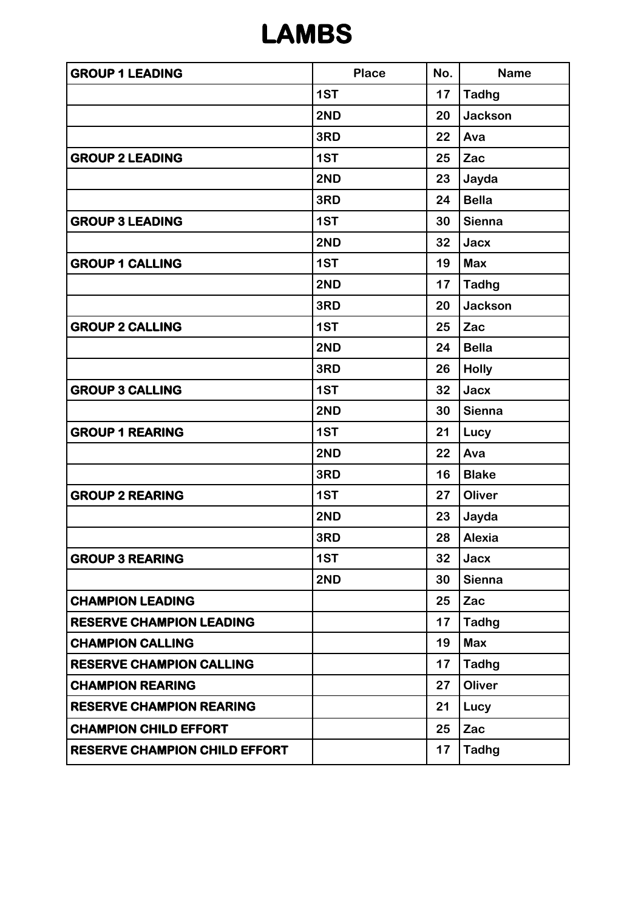# LAMBS

| GROUP 1 LEADING | Place | No. | Name |
|---|---|---|---|
| | 1ST | 17 | Tadhg |
| | 2ND | 20 | Jackson |
| | 3RD | 22 | Ava |
| GROUP 2 LEADING | 1ST | 25 | Zac |
| | 2ND | 23 | Jayda |
| | 3RD | 24 | Bella |
| GROUP 3 LEADING | 1ST | 30 | Sienna |
| | 2ND | 32 | Jacx |
| GROUP 1 CALLING | 1ST | 19 | Max |
| | 2ND | 17 | Tadhg |
| | 3RD | 20 | Jackson |
| GROUP 2 CALLING | 1ST | 25 | Zac |
| | 2ND | 24 | Bella |
| | 3RD | 26 | Holly |
| GROUP 3 CALLING | 1ST | 32 | Jacx |
| | 2ND | 30 | Sienna |
| GROUP 1 REARING | 1ST | 21 | Lucy |
| | 2ND | 22 | Ava |
| | 3RD | 16 | Blake |
| GROUP 2 REARING | 1ST | 27 | Oliver |
| | 2ND | 23 | Jayda |
| | 3RD | 28 | Alexia |
| GROUP 3 REARING | 1ST | 32 | Jacx |
| | 2ND | 30 | Sienna |
| CHAMPION LEADING | | 25 | Zac |
| RESERVE CHAMPION LEADING | | 17 | Tadhg |
| CHAMPION CALLING | | 19 | Max |
| RESERVE CHAMPION CALLING | | 17 | Tadhg |
| CHAMPION REARING | | 27 | Oliver |
| RESERVE CHAMPION REARING | | 21 | Lucy |
| CHAMPION CHILD EFFORT | | 25 | Zac |
| RESERVE CHAMPION CHILD EFFORT | | 17 | Tadhg |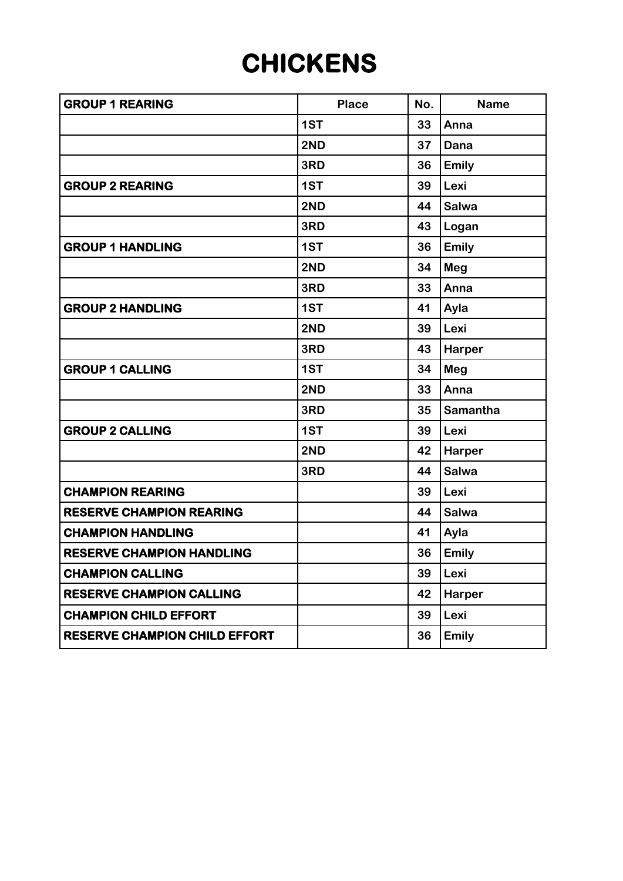# CHICKENS

| GROUP 1 REARING | Place | No. | Name |
|---|---|---|---|
| | 1ST | 33 | Anna |
| | 2ND | 37 | Dana |
| | 3RD | 36 | Emily |
| GROUP 2 REARING | 1ST | 39 | Lexi |
| | 2ND | 44 | Salwa |
| | 3RD | 43 | Logan |
| GROUP 1 HANDLING | 1ST | 36 | Emily |
| | 2ND | 34 | Meg |
| | 3RD | 33 | Anna |
| GROUP 2 HANDLING | 1ST | 41 | Ayla |
| | 2ND | 39 | Lexi |
| | 3RD | 43 | Harper |
| GROUP 1 CALLING | 1ST | 34 | Meg |
| | 2ND | 33 | Anna |
| | 3RD | 35 | Samantha |
| GROUP 2 CALLING | 1ST | 39 | Lexi |
| | 2ND | 42 | Harper |
| | 3RD | 44 | Salwa |
| CHAMPION REARING | | 39 | Lexi |
| RESERVE CHAMPION REARING | | 44 | Salwa |
| CHAMPION HANDLING | | 41 | Ayla |
| RESERVE CHAMPION HANDLING | | 36 | Emily |
| CHAMPION CALLING | | 39 | Lexi |
| RESERVE CHAMPION CALLING | | 42 | Harper |
| CHAMPION CHILD EFFORT | | 39 | Lexi |
| RESERVE CHAMPION CHILD EFFORT | | 36 | Emily |